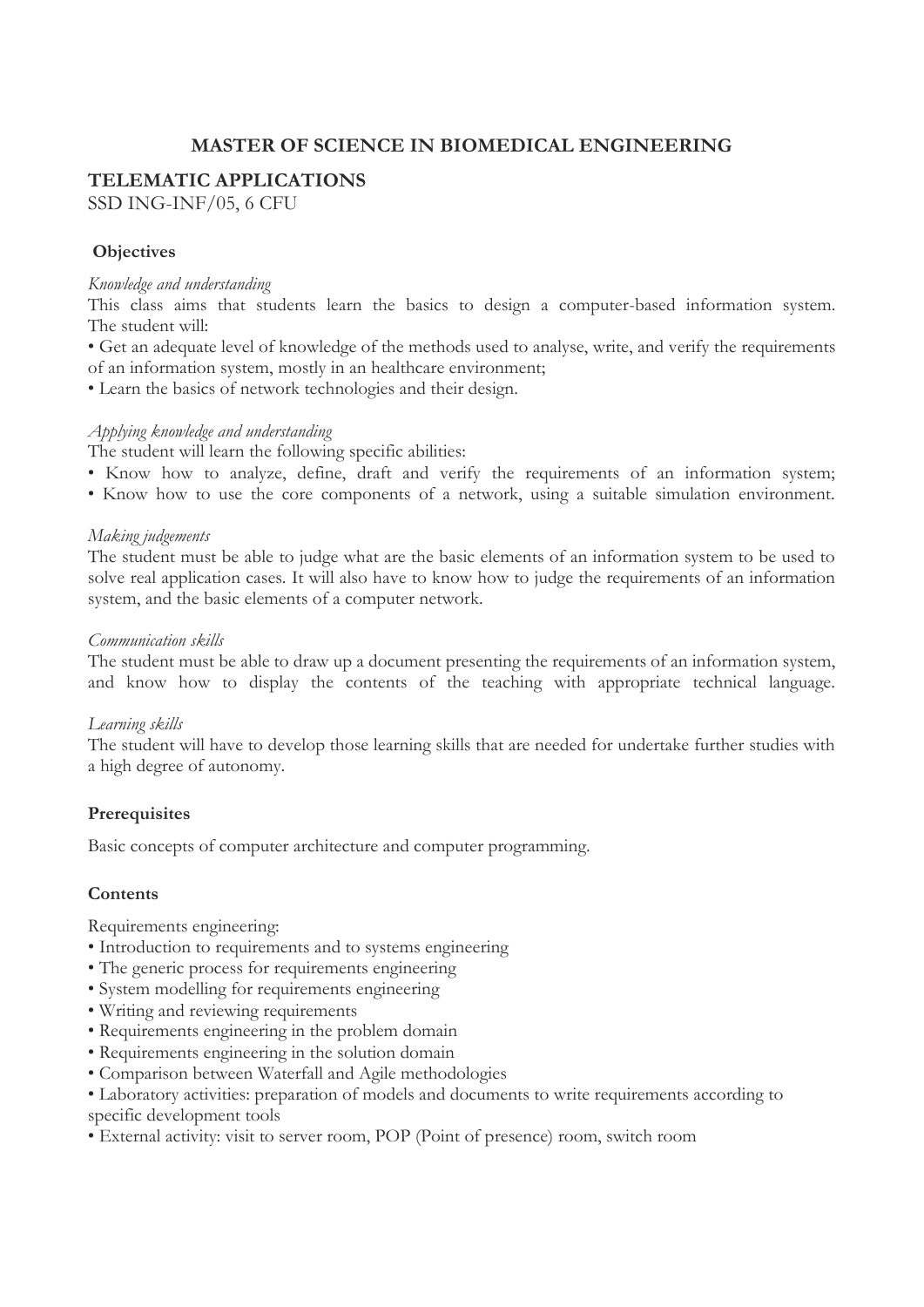# MASTER OF SCIENCE IN BIOMEDICAL ENGINEERING

## TELEMATIC APPLICATIONS

SSD ING-INF/05, 6 CFU

### Objectives

*Knowledge and understanding*

This class aims that students learn the basics to design a computer-based information system. The student will:

- Get an adequate level of knowledge of the methods used to analyse, write, and verify the requirements of an information system, mostly in an healthcare environment;
- Learn the basics of network technologies and their design.

*Applying knowledge and understanding*

The student will learn the following specific abilities:

- Know how to analyze, define, draft and verify the requirements of an information system;
- Know how to use the core components of a network, using a suitable simulation environment.

*Making judgements*

The student must be able to judge what are the basic elements of an information system to be used to solve real application cases. It will also have to know how to judge the requirements of an information system, and the basic elements of a computer network.

*Communication skills*

The student must be able to draw up a document presenting the requirements of an information system, and know how to display the contents of the teaching with appropriate technical language.

*Learning skills*

The student will have to develop those learning skills that are needed for undertake further studies with a high degree of autonomy.

### Prerequisites

Basic concepts of computer architecture and computer programming.

### Contents

Requirements engineering:

- Introduction to requirements and to systems engineering
- The generic process for requirements engineering
- System modelling for requirements engineering
- Writing and reviewing requirements
- Requirements engineering in the problem domain
- Requirements engineering in the solution domain
- Comparison between Waterfall and Agile methodologies
- Laboratory activities: preparation of models and documents to write requirements according to specific development tools
- External activity: visit to server room, POP (Point of presence) room, switch room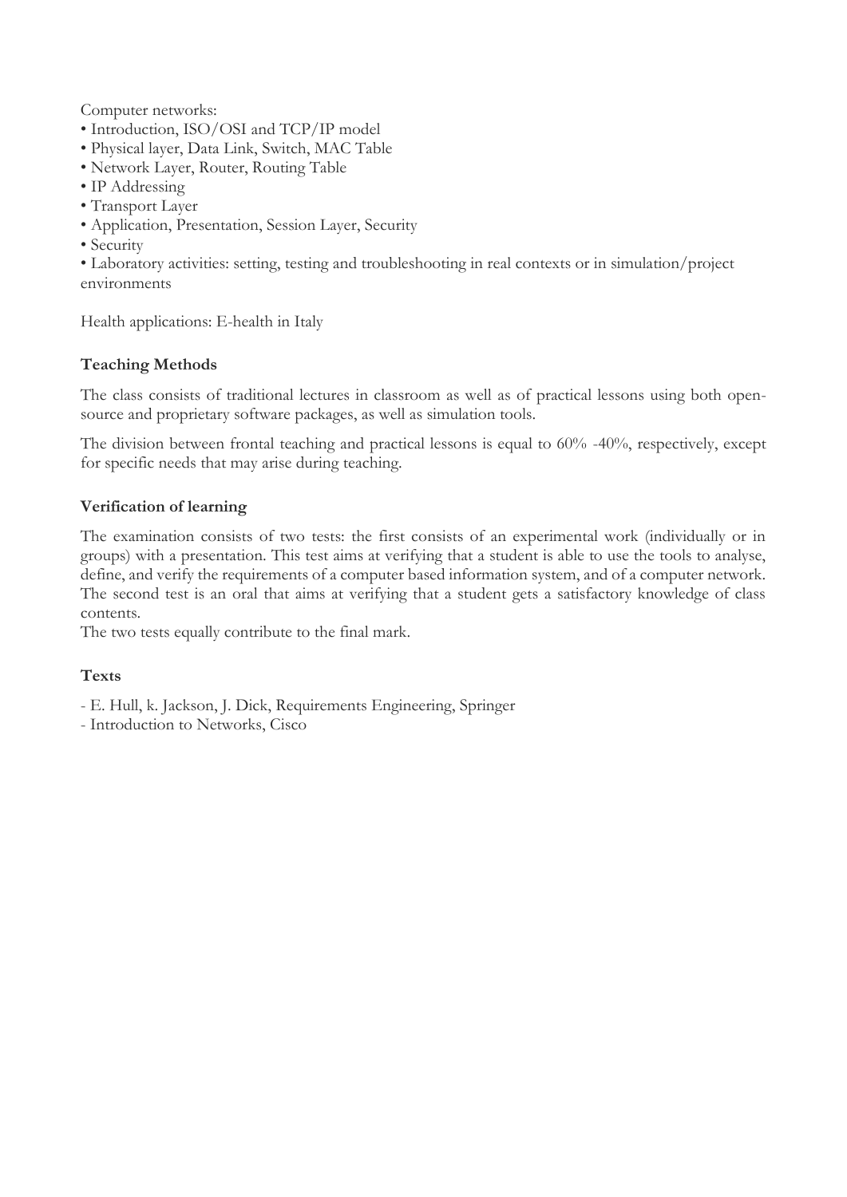Computer networks:

- Introduction, ISO/OSI and TCP/IP model
- Physical layer, Data Link, Switch, MAC Table
- Network Layer, Router, Routing Table
- IP Addressing
- Transport Layer
- Application, Presentation, Session Layer, Security
- Security
- Laboratory activities: setting, testing and troubleshooting in real contexts or in simulation/project environments

Health applications: E-health in Italy

**Teaching Methods**

The class consists of traditional lectures in classroom as well as of practical lessons using both open-source and proprietary software packages, as well as simulation tools.

The division between frontal teaching and practical lessons is equal to 60% -40%, respectively, except for specific needs that may arise during teaching.

**Verification of learning**

The examination consists of two tests: the first consists of an experimental work (individually or in groups) with a presentation. This test aims at verifying that a student is able to use the tools to analyse, define, and verify the requirements of a computer based information system, and of a computer network. The second test is an oral that aims at verifying that a student gets a satisfactory knowledge of class contents.
The two tests equally contribute to the final mark.

**Texts**

- E. Hull, k. Jackson, J. Dick, Requirements Engineering, Springer
- Introduction to Networks, Cisco